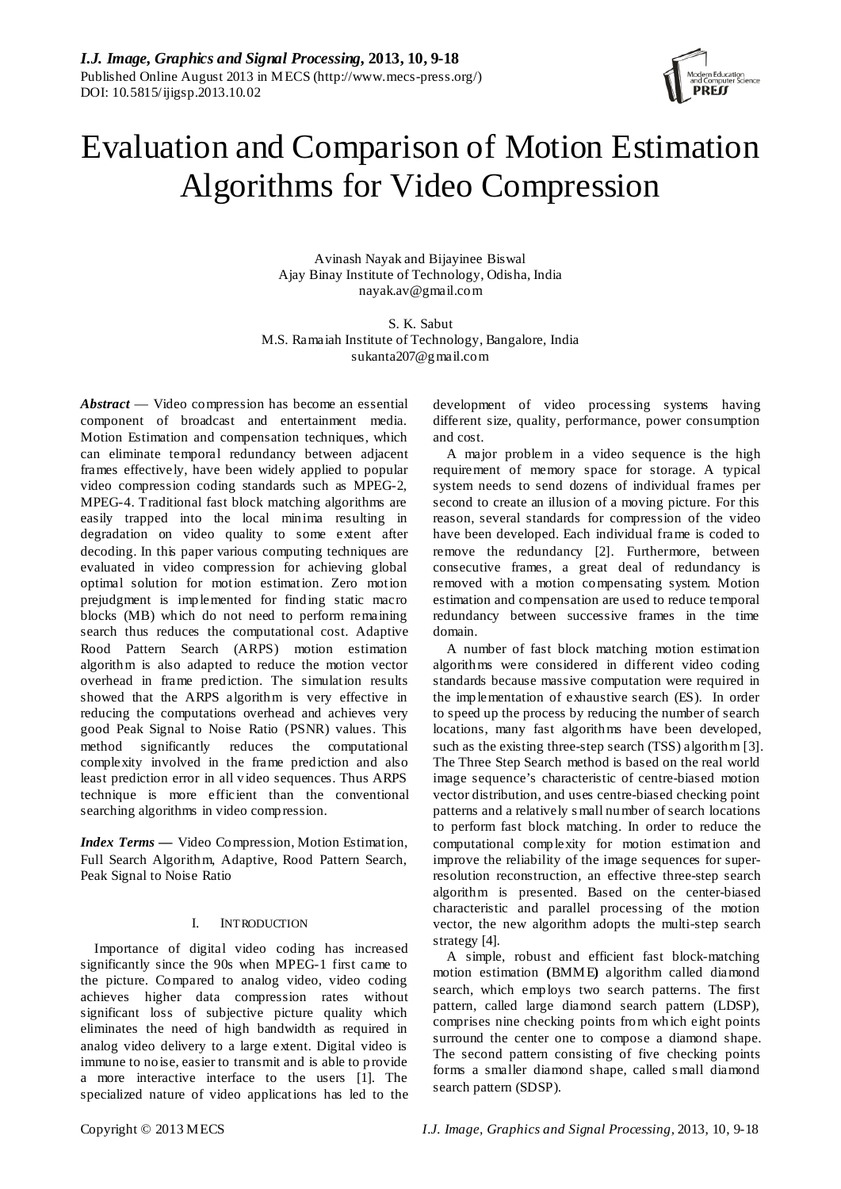# Evaluation and Comparison of Motion Estimation Algorithms for Video Compression

Avinash Nayak and Bijayinee Biswal
Ajay Binay Institute of Technology, Odisha, India
nayak.av@gmail.com

S. K. Sabut
M.S. Ramaiah Institute of Technology, Bangalore, India
sukanta207@gmail.com

***Abstract*** — Video compression has become an essential component of broadcast and entertainment media. Motion Estimation and compensation techniques, which can eliminate temporal redundancy between adjacent frames effectively, have been widely applied to popular video compression coding standards such as MPEG-2, MPEG-4. Traditional fast block matching algorithms are easily trapped into the local minima resulting in degradation on video quality to some extent after decoding. In this paper various computing techniques are evaluated in video compression for achieving global optimal solution for motion estimation. Zero motion prejudgment is implemented for finding static macro blocks (MB) which do not need to perform remaining search thus reduces the computational cost. Adaptive Rood Pattern Search (ARPS) motion estimation algorithm is also adapted to reduce the motion vector overhead in frame prediction. The simulation results showed that the ARPS algorithm is very effective in reducing the computations overhead and achieves very good Peak Signal to Noise Ratio (PSNR) values. This method significantly reduces the computational complexity involved in the frame prediction and also least prediction error in all video sequences. Thus ARPS technique is more efficient than the conventional searching algorithms in video compression.

***Index Terms*** — Video Compression, Motion Estimation, Full Search Algorithm, Adaptive, Rood Pattern Search, Peak Signal to Noise Ratio

## I. INTRODUCTION

Importance of digital video coding has increased significantly since the 90s when MPEG-1 first came to the picture. Compared to analog video, video coding achieves higher data compression rates without significant loss of subjective picture quality which eliminates the need of high bandwidth as required in analog video delivery to a large extent. Digital video is immune to noise, easier to transmit and is able to provide a more interactive interface to the users [1]. The specialized nature of video applications has led to the development of video processing systems having different size, quality, performance, power consumption and cost.

A major problem in a video sequence is the high requirement of memory space for storage. A typical system needs to send dozens of individual frames per second to create an illusion of a moving picture. For this reason, several standards for compression of the video have been developed. Each individual frame is coded to remove the redundancy [2]. Furthermore, between consecutive frames, a great deal of redundancy is removed with a motion compensating system. Motion estimation and compensation are used to reduce temporal redundancy between successive frames in the time domain.

A number of fast block matching motion estimation algorithms were considered in different video coding standards because massive computation were required in the implementation of exhaustive search (ES). In order to speed up the process by reducing the number of search locations, many fast algorithms have been developed, such as the existing three-step search (TSS) algorithm [3]. The Three Step Search method is based on the real world image sequence's characteristic of centre-biased motion vector distribution, and uses centre-biased checking point patterns and a relatively small number of search locations to perform fast block matching. In order to reduce the computational complexity for motion estimation and improve the reliability of the image sequences for super-resolution reconstruction, an effective three-step search algorithm is presented. Based on the center-biased characteristic and parallel processing of the motion vector, the new algorithm adopts the multi-step search strategy [4].

A simple, robust and efficient fast block-matching motion estimation **(**BMME**)** algorithm called diamond search, which employs two search patterns. The first pattern, called large diamond search pattern (LDSP), comprises nine checking points from which eight points surround the center one to compose a diamond shape. The second pattern consisting of five checking points forms a smaller diamond shape, called small diamond search pattern (SDSP).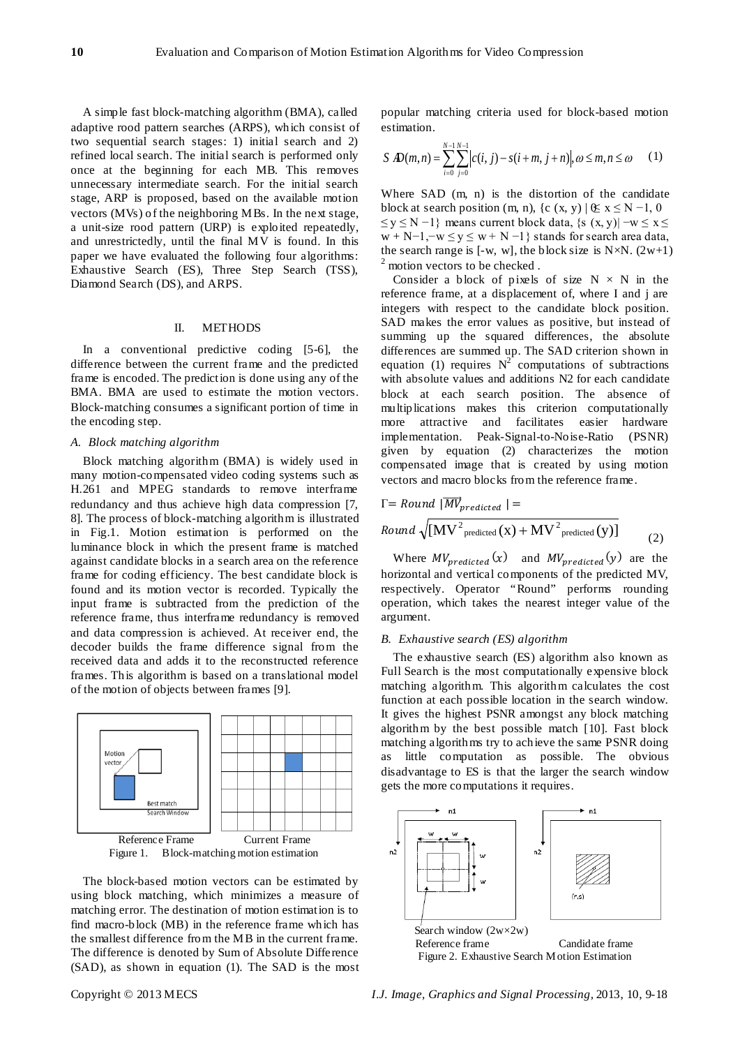A simple fast block-matching algorithm (BMA), called adaptive rood pattern searches (ARPS), which consist of two sequential search stages: 1) initial search and 2) refined local search. The initial search is performed only once at the beginning for each MB. This removes unnecessary intermediate search. For the initial search stage, ARP is proposed, based on the available motion vectors (MVs) of the neighboring MBs. In the next stage, a unit-size rood pattern (URP) is exploited repeatedly, and unrestrictedly, until the final MV is found. In this paper we have evaluated the following four algorithms: Exhaustive Search (ES), Three Step Search (TSS), Diamond Search (DS), and ARPS.

## II. METHODS

In a conventional predictive coding [5-6], the difference between the current frame and the predicted frame is encoded. The prediction is done using any of the BMA. BMA are used to estimate the motion vectors. Block-matching consumes a significant portion of time in the encoding step.

### *A. Block matching algorithm*

Block matching algorithm (BMA) is widely used in many motion-compensated video coding systems such as H.261 and MPEG standards to remove interframe redundancy and thus achieve high data compression [7, 8]. The process of block-matching algorithm is illustrated in Fig.1. Motion estimation is performed on the luminance block in which the present frame is matched against candidate blocks in a search area on the reference frame for coding efficiency. The best candidate block is found and its motion vector is recorded. Typically the input frame is subtracted from the prediction of the reference frame, thus interframe redundancy is removed and data compression is achieved. At receiver end, the decoder builds the frame difference signal from the received data and adds it to the reconstructed reference frames. This algorithm is based on a translational model of the motion of objects between frames [9].

Reference Frame Current Frame

Figure 1. Block-matching motion estimation

The block-based motion vectors can be estimated by using block matching, which minimizes a measure of matching error. The destination of motion estimation is to find macro-block (MB) in the reference frame which has the smallest difference from the MB in the current frame. The difference is denoted by Sum of Absolute Difference (SAD), as shown in equation (1). The SAD is the most popular matching criteria used for block-based motion estimation.

$$SAD(m,n) = \sum_{i=0}^{N-1}\sum_{j=0}^{N-1} \left| c(i,j) - s(i+m, j+n) \right|, \omega \le m, n \le \omega \quad (1)$$

Where SAD (m, n) is the distortion of the candidate block at search position (m, n), $\{c(x, y) \mid 0 \le x \le N-1, 0 \le y \le N-1\}$ means current block data, $\{s(x, y) \mid -w \le x \le w + N-1, -w \le y \le w + N-1\}$ stands for search area data, the search range is [-w, w], the block size is N×N. $(2w+1)^2$ motion vectors to be checked .

Consider a block of pixels of size N × N in the reference frame, at a displacement of, where I and j are integers with respect to the candidate block position. SAD makes the error values as positive, but instead of summing up the squared differences, the absolute differences are summed up. The SAD criterion shown in equation (1) requires $N^2$ computations of subtractions with absolute values and additions N2 for each candidate block at each search position. The absence of multiplications makes this criterion computationally more attractive and facilitates easier hardware implementation. Peak-Signal-to-Noise-Ratio (PSNR) given by equation (2) characterizes the motion compensated image that is created by using motion vectors and macro blocks from the reference frame.

$$\Gamma = Round\ |\overrightarrow{MV}_{predicted}| = Round\sqrt{[MV^2_{predicted}(x) + MV^2_{predicted}(y)]} \quad (2)$$

Where $MV_{predicted}(x)$ and $MV_{predicted}(y)$ are the horizontal and vertical components of the predicted MV, respectively. Operator "Round" performs rounding operation, which takes the nearest integer value of the argument.

### *B. Exhaustive search (ES) algorithm*

The exhaustive search (ES) algorithm also known as Full Search is the most computationally expensive block matching algorithm. This algorithm calculates the cost function at each possible location in the search window. It gives the highest PSNR amongst any block matching algorithm by the best possible match [10]. Fast block matching algorithms try to achieve the same PSNR doing as little computation as possible. The obvious disadvantage to ES is that the larger the search window gets the more computations it requires.

Search window (2w×2w)

Reference frame Candidate frame

Figure 2. Exhaustive Search Motion Estimation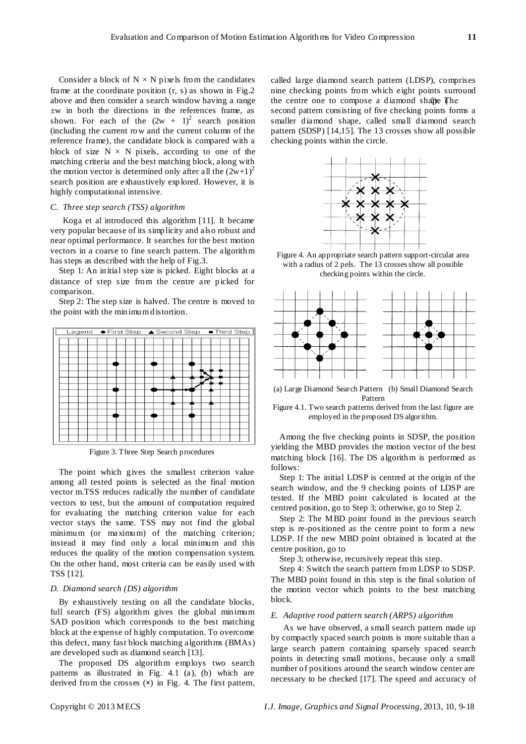Consider a block of $N \times N$ pixels from the candidates frame at the coordinate position (r, s) as shown in Fig.2 above and then consider a search window having a range $\pm w$ in both the directions in the references frame, as shown. For each of the $(2w + 1)^2$ search position (including the current row and the current column of the reference frame), the candidate block is compared with a block of size $N \times N$ pixels, according to one of the matching criteria and the best matching block, along with the motion vector is determined only after all the $(2w+1)^2$ search position are exhaustively explored. However, it is highly computational intensive.

### *C. Three step search (TSS) algorithm*

Koga et al introduced this algorithm [11]. It became very popular because of its simplicity and also robust and near optimal performance. It searches for the best motion vectors in a coarse to fine search pattern. The algorithm has steps as described with the help of Fig.3.

Step 1: An initial step size is picked. Eight blocks at a distance of step size from the centre are picked for comparison.

Step 2: The step size is halved. The centre is moved to the point with the minimum distortion.

Figure 3. Three Step Search procedures

The point which gives the smallest criterion value among all tested points is selected as the final motion vector m.TSS reduces radically the number of candidate vectors to test, but the amount of computation required for evaluating the matching criterion value for each vector stays the same. TSS may not find the global minimum (or maximum) of the matching criterion; instead it may find only a local minimum and this reduces the quality of the motion compensation system. On the other hand, most criteria can be easily used with TSS [12].

### *D. Diamond search (DS) algorithm*

By exhaustively testing on all the candidate blocks, full search (FS) algorithm gives the global minimum SAD position which corresponds to the best matching block at the expense of highly computation. To overcome this defect, many fast block matching algorithms (BMAs) are developed such as diamond search [13].

The proposed DS algorithm employs two search patterns as illustrated in Fig. 4.1 (a), (b) which are derived from the crosses (×) in Fig. 4. The first pattern, called large diamond search pattern (LDSP), comprises nine checking points from which eight points surround the centre one to compose a diamond shape (◊). The second pattern consisting of five checking points forms a smaller diamond shape, called small diamond search pattern (SDSP) [14,15]. The 13 crosses show all possible checking points within the circle.

Figure 4. An appropriate search pattern support-circular area with a radius of 2 pels. The 13 crosses show all possible checking points within the circle.

(a) Large Diamond Search Pattern (b) Small Diamond Search Pattern

Figure 4.1. Two search patterns derived from the last figure are employed in the proposed DS algorithm.

Among the five checking points in SDSP, the position yielding the MBD provides the motion vector of the best matching block [16]. The DS algorithm is performed as follows:

Step 1: The initial LDSP is centred at the origin of the search window, and the 9 checking points of LDSP are tested. If the MBD point calculated is located at the centred position, go to Step 3; otherwise, go to Step 2.

Step 2: The MBD point found in the previous search step is re-positioned as the centre point to form a new LDSP. If the new MBD point obtained is located at the centre position, go to

Step 3; otherwise, recursively repeat this step.

Step 4: Switch the search pattern from LDSP to SDSP. The MBD point found in this step is the final solution of the motion vector which points to the best matching block.

### *E. Adaptive rood pattern search (ARPS) algorithm*

As we have observed, a small search pattern made up by compactly spaced search points is more suitable than a large search pattern containing sparsely spaced search points in detecting small motions, because only a small number of positions around the search window center are necessary to be checked [17]. The speed and accuracy of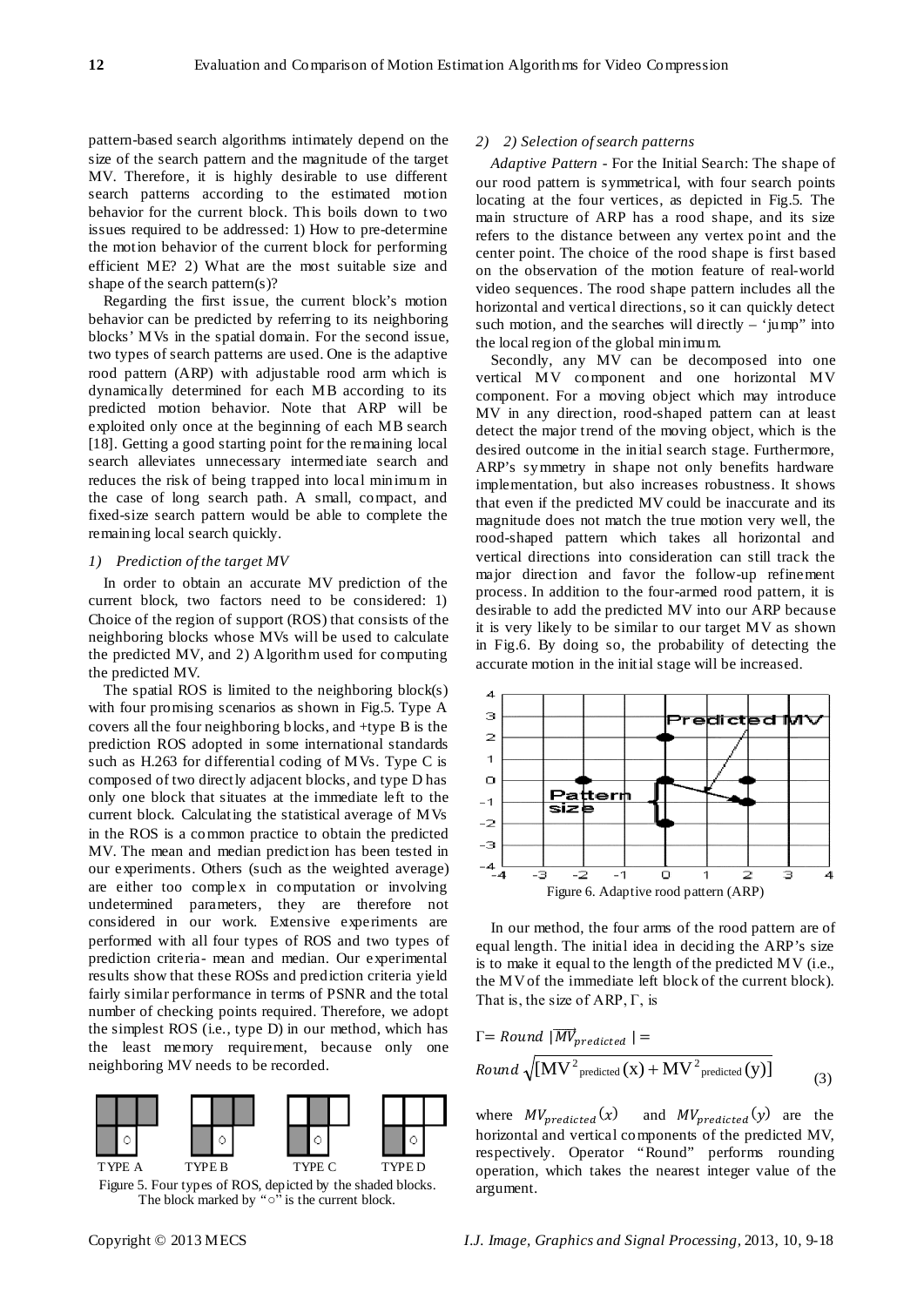pattern-based search algorithms intimately depend on the size of the search pattern and the magnitude of the target MV. Therefore, it is highly desirable to use different search patterns according to the estimated motion behavior for the current block. This boils down to two issues required to be addressed: 1) How to pre-determine the motion behavior of the current block for performing efficient ME? 2) What are the most suitable size and shape of the search pattern(s)?

Regarding the first issue, the current block's motion behavior can be predicted by referring to its neighboring blocks' MVs in the spatial domain. For the second issue, two types of search patterns are used. One is the adaptive rood pattern (ARP) with adjustable rood arm which is dynamically determined for each MB according to its predicted motion behavior. Note that ARP will be exploited only once at the beginning of each MB search [18]. Getting a good starting point for the remaining local search alleviates unnecessary intermediate search and reduces the risk of being trapped into local minimum in the case of long search path. A small, compact, and fixed-size search pattern would be able to complete the remaining local search quickly.

*1) Prediction of the target MV*

In order to obtain an accurate MV prediction of the current block, two factors need to be considered: 1) Choice of the region of support (ROS) that consists of the neighboring blocks whose MVs will be used to calculate the predicted MV, and 2) Algorithm used for computing the predicted MV.

The spatial ROS is limited to the neighboring block(s) with four promising scenarios as shown in Fig.5. Type A covers all the four neighboring blocks, and +type B is the prediction ROS adopted in some international standards such as H.263 for differential coding of MVs. Type C is composed of two directly adjacent blocks, and type D has only one block that situates at the immediate left to the current block. Calculating the statistical average of MVs in the ROS is a common practice to obtain the predicted MV. The mean and median prediction has been tested in our experiments. Others (such as the weighted average) are either too complex in computation or involving undetermined parameters, they are therefore not considered in our work. Extensive experiments are performed with all four types of ROS and two types of prediction criteria- mean and median. Our experimental results show that these ROSs and prediction criteria yield fairly similar performance in terms of PSNR and the total number of checking points required. Therefore, we adopt the simplest ROS (i.e., type D) in our method, which has the least memory requirement, because only one neighboring MV needs to be recorded.

TYPE A TYPE B TYPE C TYPE D

Figure 5. Four types of ROS, depicted by the shaded blocks. The block marked by "○" is the current block.

*2) 2) Selection of search patterns*

*Adaptive Pattern* - For the Initial Search: The shape of our rood pattern is symmetrical, with four search points locating at the four vertices, as depicted in Fig.5. The main structure of ARP has a rood shape, and its size refers to the distance between any vertex point and the center point. The choice of the rood shape is first based on the observation of the motion feature of real-world video sequences. The rood shape pattern includes all the horizontal and vertical directions, so it can quickly detect such motion, and the searches will directly – 'jump" into the local region of the global minimum.

Secondly, any MV can be decomposed into one vertical MV component and one horizontal MV component. For a moving object which may introduce MV in any direction, rood-shaped pattern can at least detect the major trend of the moving object, which is the desired outcome in the initial search stage. Furthermore, ARP's symmetry in shape not only benefits hardware implementation, but also increases robustness. It shows that even if the predicted MV could be inaccurate and its magnitude does not match the true motion very well, the rood-shaped pattern which takes all horizontal and vertical directions into consideration can still track the major direction and favor the follow-up refinement process. In addition to the four-armed rood pattern, it is desirable to add the predicted MV into our ARP because it is very likely to be similar to our target MV as shown in Fig.6. By doing so, the probability of detecting the accurate motion in the initial stage will be increased.

Figure 6. Adaptive rood pattern (ARP)

In our method, the four arms of the rood pattern are of equal length. The initial idea in deciding the ARP's size is to make it equal to the length of the predicted MV (i.e., the MV of the immediate left block of the current block). That is, the size of ARP, Γ, is

$$\Gamma = Round\ |\overline{MV}_{predicted}| = Round\sqrt{[\mathrm{MV}^2{}_{predicted}(\mathrm{x}) + \mathrm{MV}^2{}_{predicted}(\mathrm{y})]} \tag{3}$$

where $MV_{predicted}(x)$ and $MV_{predicted}(y)$ are the horizontal and vertical components of the predicted MV, respectively. Operator "Round" performs rounding operation, which takes the nearest integer value of the argument.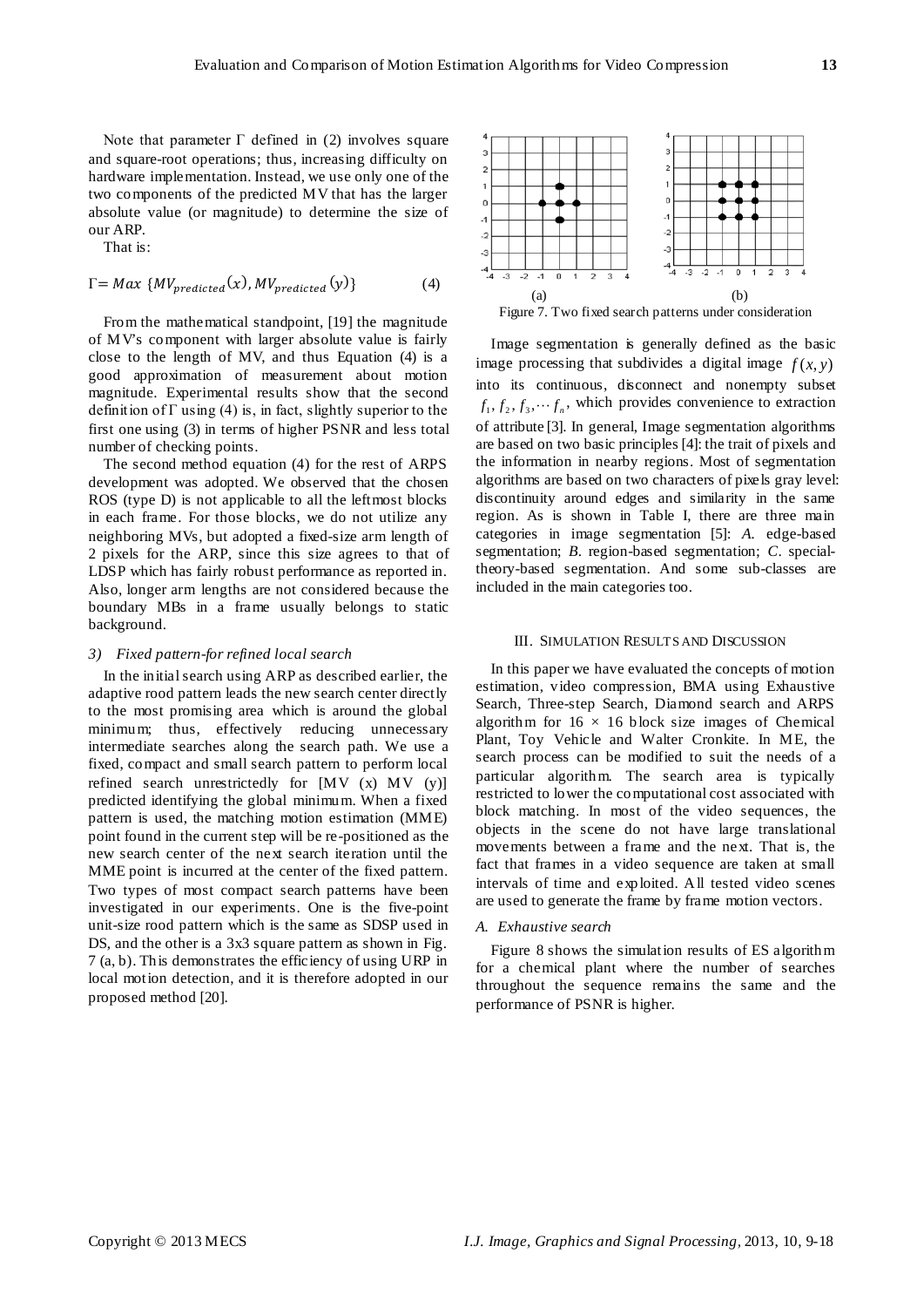Note that parameter Γ defined in (2) involves square and square-root operations; thus, increasing difficulty on hardware implementation. Instead, we use only one of the two components of the predicted MV that has the larger absolute value (or magnitude) to determine the size of our ARP.

That is:

$$\Gamma = Max\ \{MV_{predicted}(x), MV_{predicted}(y)\} \tag{4}$$

From the mathematical standpoint, [19] the magnitude of MV's component with larger absolute value is fairly close to the length of MV, and thus Equation (4) is a good approximation of measurement about motion magnitude. Experimental results show that the second definition of Γ using (4) is, in fact, slightly superior to the first one using (3) in terms of higher PSNR and less total number of checking points.

The second method equation (4) for the rest of ARPS development was adopted. We observed that the chosen ROS (type D) is not applicable to all the leftmost blocks in each frame. For those blocks, we do not utilize any neighboring MVs, but adopted a fixed-size arm length of 2 pixels for the ARP, since this size agrees to that of LDSP which has fairly robust performance as reported in. Also, longer arm lengths are not considered because the boundary MBs in a frame usually belongs to static background.

### 3) Fixed pattern-for refined local search

In the initial search using ARP as described earlier, the adaptive rood pattern leads the new search center directly to the most promising area which is around the global minimum; thus, effectively reducing unnecessary intermediate searches along the search path. We use a fixed, compact and small search pattern to perform local refined search unrestrictedly for [MV (x) MV (y)] predicted identifying the global minimum. When a fixed pattern is used, the matching motion estimation (MME) point found in the current step will be re-positioned as the new search center of the next search iteration until the MME point is incurred at the center of the fixed pattern. Two types of most compact search patterns have been investigated in our experiments. One is the five-point unit-size rood pattern which is the same as SDSP used in DS, and the other is a 3x3 square pattern as shown in Fig. 7 (a, b). This demonstrates the efficiency of using URP in local motion detection, and it is therefore adopted in our proposed method [20].

(a) (b)

Figure 7. Two fixed search patterns under consideration

Image segmentation is generally defined as the basic image processing that subdivides a digital image $f(x, y)$ into its continuous, disconnect and nonempty subset $f_1, f_2, f_3, \cdots f_n$, which provides convenience to extraction of attribute [3]. In general, Image segmentation algorithms are based on two basic principles [4]: the trait of pixels and the information in nearby regions. Most of segmentation algorithms are based on two characters of pixels gray level: discontinuity around edges and similarity in the same region. As is shown in Table I, there are three main categories in image segmentation [5]: *A.* edge-based segmentation; *B.* region-based segmentation; *C.* special-theory-based segmentation. And some sub-classes are included in the main categories too.

## III. SIMULATION RESULTS AND DISCUSSION

In this paper we have evaluated the concepts of motion estimation, video compression, BMA using Exhaustive Search, Three-step Search, Diamond search and ARPS algorithm for 16 × 16 block size images of Chemical Plant, Toy Vehicle and Walter Cronkite. In ME, the search process can be modified to suit the needs of a particular algorithm. The search area is typically restricted to lower the computational cost associated with block matching. In most of the video sequences, the objects in the scene do not have large translational movements between a frame and the next. That is, the fact that frames in a video sequence are taken at small intervals of time and exploited. All tested video scenes are used to generate the frame by frame motion vectors.

### A. Exhaustive search

Figure 8 shows the simulation results of ES algorithm for a chemical plant where the number of searches throughout the sequence remains the same and the performance of PSNR is higher.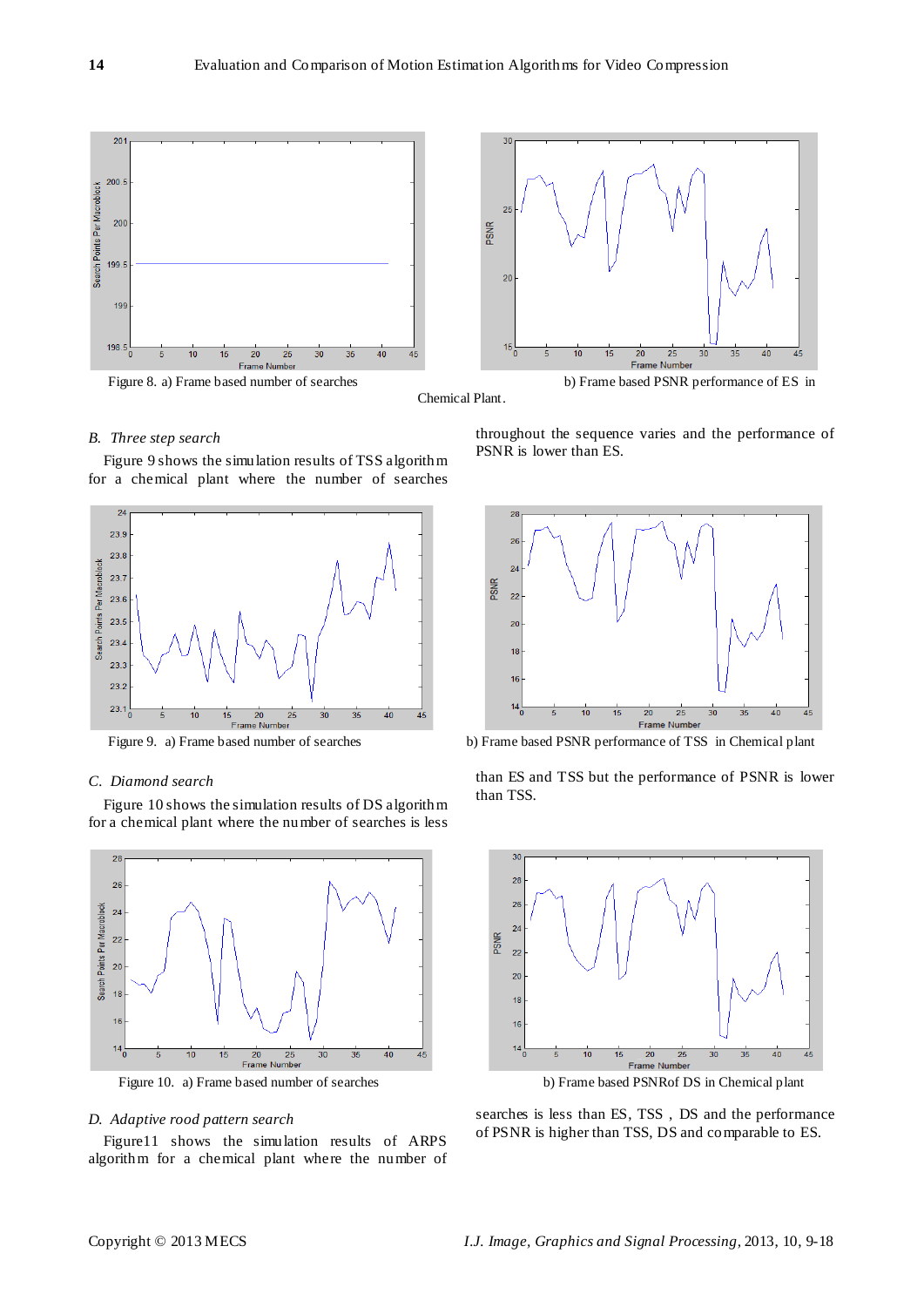Figure 8. a) Frame based number of searches b) Frame based PSNR performance of ES in Chemical Plant.

### *B. Three step search*

Figure 9 shows the simulation results of TSS algorithm for a chemical plant where the number of searches throughout the sequence varies and the performance of PSNR is lower than ES.

Figure 9. a) Frame based number of searches b) Frame based PSNR performance of TSS in Chemical plant

### *C. Diamond search*

Figure 10 shows the simulation results of DS algorithm for a chemical plant where the number of searches is less than ES and TSS but the performance of PSNR is lower than TSS.

Figure 10. a) Frame based number of searches b) Frame based PSNRof DS in Chemical plant

### *D. Adaptive rood pattern search*

Figure11 shows the simulation results of ARPS algorithm for a chemical plant where the number of searches is less than ES, TSS , DS and the performance of PSNR is higher than TSS, DS and comparable to ES.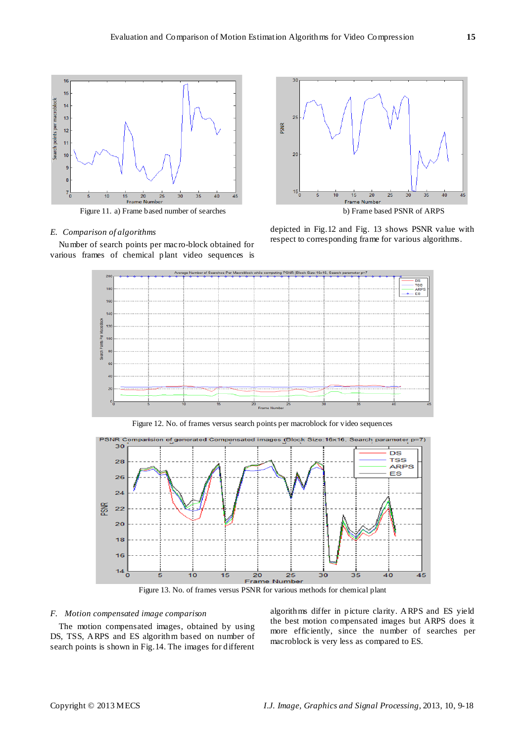Figure 11. a) Frame based number of searches

b) Frame based PSNR of ARPS

### *E. Comparison of algorithms*

Number of search points per macro-block obtained for various frames of chemical plant video sequences is depicted in Fig.12 and Fig. 13 shows PSNR value with respect to corresponding frame for various algorithms.

Figure 12. No. of frames versus search points per macroblock for video sequences

Figure 13. No. of frames versus PSNR for various methods for chemical plant

### *F. Motion compensated image comparison*

The motion compensated images, obtained by using DS, TSS, ARPS and ES algorithm based on number of search points is shown in Fig.14. The images for different algorithms differ in picture clarity. ARPS and ES yield the best motion compensated images but ARPS does it more efficiently, since the number of searches per macroblock is very less as compared to ES.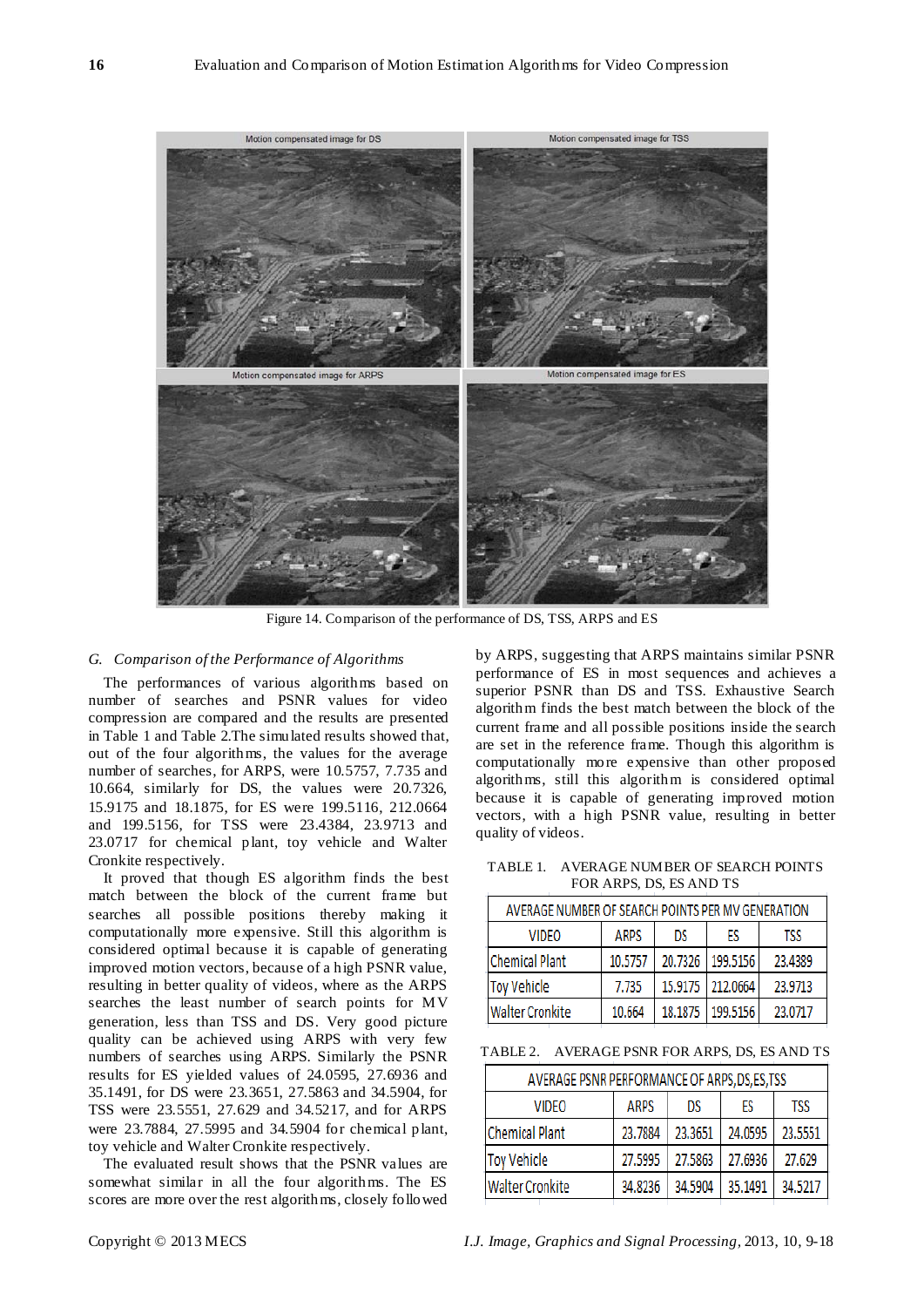Figure 14. Comparison of the performance of DS, TSS, ARPS and ES

### *G. Comparison of the Performance of Algorithms*

The performances of various algorithms based on number of searches and PSNR values for video compression are compared and the results are presented in Table 1 and Table 2.The simulated results showed that, out of the four algorithms, the values for the average number of searches, for ARPS, were 10.5757, 7.735 and 10.664, similarly for DS, the values were 20.7326, 15.9175 and 18.1875, for ES were 199.5116, 212.0664 and 199.5156, for TSS were 23.4384, 23.9713 and 23.0717 for chemical plant, toy vehicle and Walter Cronkite respectively.

It proved that though ES algorithm finds the best match between the block of the current frame but searches all possible positions thereby making it computationally more expensive. Still this algorithm is considered optimal because it is capable of generating improved motion vectors, because of a high PSNR value, resulting in better quality of videos, where as the ARPS searches the least number of search points for MV generation, less than TSS and DS. Very good picture quality can be achieved using ARPS with very few numbers of searches using ARPS. Similarly the PSNR results for ES yielded values of 24.0595, 27.6936 and 35.1491, for DS were 23.3651, 27.5863 and 34.5904, for TSS were 23.5551, 27.629 and 34.5217, and for ARPS were 23.7884, 27.5995 and 34.5904 for chemical plant, toy vehicle and Walter Cronkite respectively.

The evaluated result shows that the PSNR values are somewhat similar in all the four algorithms. The ES scores are more over the rest algorithms, closely followed by ARPS, suggesting that ARPS maintains similar PSNR performance of ES in most sequences and achieves a superior PSNR than DS and TSS. Exhaustive Search algorithm finds the best match between the block of the current frame and all possible positions inside the search are set in the reference frame. Though this algorithm is computationally more expensive than other proposed algorithms, still this algorithm is considered optimal because it is capable of generating improved motion vectors, with a high PSNR value, resulting in better quality of videos.

TABLE 1. AVERAGE NUMBER OF SEARCH POINTS FOR ARPS, DS, ES AND TS

| AVERAGE NUMBER OF SEARCH POINTS PER MV GENERATION | | | | |
|---|---|---|---|---|
| VIDEO | ARPS | DS | ES | TSS |
| Chemical Plant | 10.5757 | 20.7326 | 199.5156 | 23.4389 |
| Toy Vehicle | 7.735 | 15.9175 | 212.0664 | 23.9713 |
| Walter Cronkite | 10.664 | 18.1875 | 199.5156 | 23.0717 |

TABLE 2. AVERAGE PSNR FOR ARPS, DS, ES AND TS

| AVERAGE PSNR PERFORMANCE OF ARPS,DS,ES,TSS | | | | |
|---|---|---|---|---|
| VIDEO | ARPS | DS | ES | TSS |
| Chemical Plant | 23.7884 | 23.3651 | 24.0595 | 23.5551 |
| Toy Vehicle | 27.5995 | 27.5863 | 27.6936 | 27.629 |
| Walter Cronkite | 34.8236 | 34.5904 | 35.1491 | 34.5217 |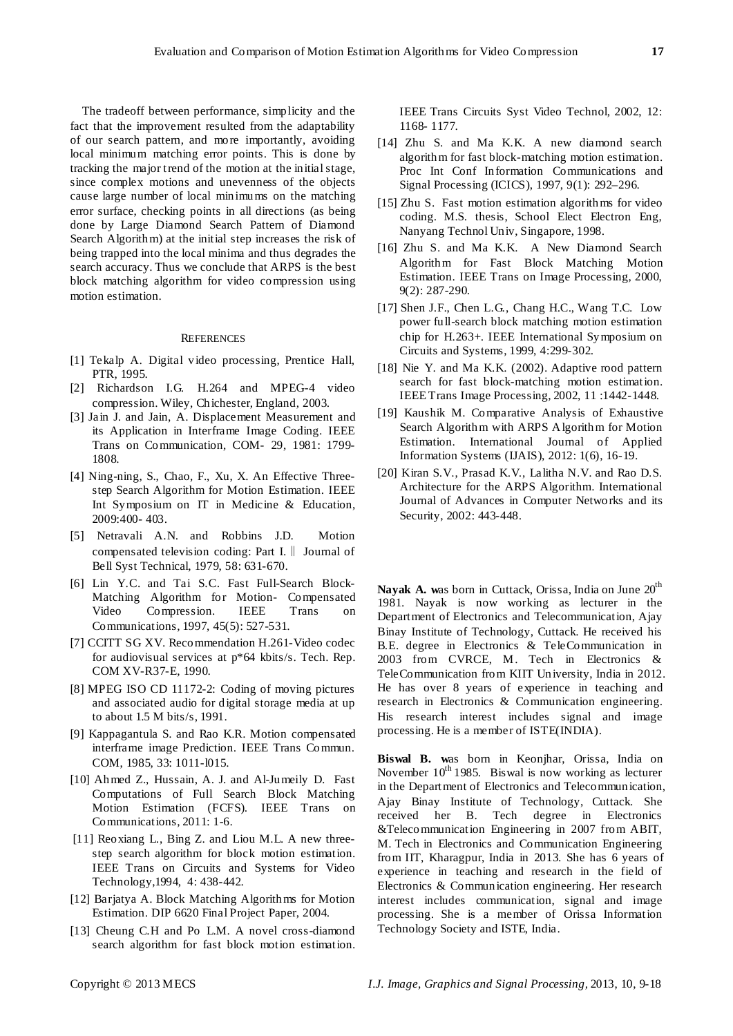The tradeoff between performance, simplicity and the fact that the improvement resulted from the adaptability of our search pattern, and more importantly, avoiding local minimum matching error points. This is done by tracking the major trend of the motion at the initial stage, since complex motions and unevenness of the objects cause large number of local minimums on the matching error surface, checking points in all directions (as being done by Large Diamond Search Pattern of Diamond Search Algorithm) at the initial step increases the risk of being trapped into the local minima and thus degrades the search accuracy. Thus we conclude that ARPS is the best block matching algorithm for video compression using motion estimation.

## REFERENCES

[1] Tekalp A. Digital video processing, Prentice Hall, PTR, 1995.

[2] Richardson I.G. H.264 and MPEG-4 video compression. Wiley, Chichester, England, 2003.

[3] Jain J. and Jain, A. Displacement Measurement and its Application in Interframe Image Coding. IEEE Trans on Communication, COM- 29, 1981: 1799-1808.

[4] Ning-ning, S., Chao, F., Xu, X. An Effective Three-step Search Algorithm for Motion Estimation. IEEE Int Symposium on IT in Medicine & Education, 2009:400- 403.

[5] Netravali A.N. and Robbins J.D. Motion compensated television coding: Part I. ‖ Journal of Bell Syst Technical, 1979, 58: 631-670.

[6] Lin Y.C. and Tai S.C. Fast Full-Search Block-Matching Algorithm for Motion- Compensated Video Compression. IEEE Trans on Communications, 1997, 45(5): 527-531.

[7] CCITT SG XV. Recommendation H.261-Video codec for audiovisual services at p*64 kbits/s. Tech. Rep. COM XV-R37-E, 1990.

[8] MPEG ISO CD 11172-2: Coding of moving pictures and associated audio for digital storage media at up to about 1.5 M bits/s, 1991.

[9] Kappagantula S. and Rao K.R. Motion compensated interframe image Prediction. IEEE Trans Commun. COM, 1985, 33: 1011-l015.

[10] Ahmed Z., Hussain, A. J. and Al-Jumeily D. Fast Computations of Full Search Block Matching Motion Estimation (FCFS). IEEE Trans on Communications, 2011: 1-6.

[11] Reoxiang L., Bing Z. and Liou M.L. A new three-step search algorithm for block motion estimation. IEEE Trans on Circuits and Systems for Video Technology,1994, 4: 438-442.

[12] Barjatya A. Block Matching Algorithms for Motion Estimation. DIP 6620 Final Project Paper, 2004.

[13] Cheung C.H and Po L.M. A novel cross-diamond search algorithm for fast block motion estimation. IEEE Trans Circuits Syst Video Technol, 2002, 12: 1168- 1177.

[14] Zhu S. and Ma K.K. A new diamond search algorithm for fast block-matching motion estimation. Proc Int Conf Information Communications and Signal Processing (ICICS), 1997, 9(1): 292–296.

[15] Zhu S. Fast motion estimation algorithms for video coding. M.S. thesis, School Elect Electron Eng, Nanyang Technol Univ, Singapore, 1998.

[16] Zhu S. and Ma K.K. A New Diamond Search Algorithm for Fast Block Matching Motion Estimation. IEEE Trans on Image Processing, 2000, 9(2): 287-290.

[17] Shen J.F., Chen L.G., Chang H.C., Wang T.C. Low power full-search block matching motion estimation chip for H.263+. IEEE International Symposium on Circuits and Systems, 1999, 4:299-302.

[18] Nie Y. and Ma K.K. (2002). Adaptive rood pattern search for fast block-matching motion estimation. IEEE Trans Image Processing, 2002, 11 :1442-1448.

[19] Kaushik M. Comparative Analysis of Exhaustive Search Algorithm with ARPS Algorithm for Motion Estimation. International Journal of Applied Information Systems (IJAIS), 2012: 1(6), 16-19.

[20] Kiran S.V., Prasad K.V., Lalitha N.V. and Rao D.S. Architecture for the ARPS Algorithm. International Journal of Advances in Computer Networks and its Security, 2002: 443-448.

**Nayak A. w**as born in Cuttack, Orissa, India on June 20th 1981. Nayak is now working as lecturer in the Department of Electronics and Telecommunication, Ajay Binay Institute of Technology, Cuttack. He received his B.E. degree in Electronics & TeleCommunication in 2003 from CVRCE, M. Tech in Electronics & TeleCommunication from KIIT University, India in 2012. He has over 8 years of experience in teaching and research in Electronics & Communication engineering. His research interest includes signal and image processing. He is a member of ISTE(INDIA).

**Biswal B. w**as born in Keonjhar, Orissa, India on November 10th 1985. Biswal is now working as lecturer in the Department of Electronics and Telecommunication, Ajay Binay Institute of Technology, Cuttack. She received her B. Tech degree in Electronics &Telecommunication Engineering in 2007 from ABIT, M. Tech in Electronics and Communication Engineering from IIT, Kharagpur, India in 2013. She has 6 years of experience in teaching and research in the field of Electronics & Communication engineering. Her research interest includes communication, signal and image processing. She is a member of Orissa Information Technology Society and ISTE, India.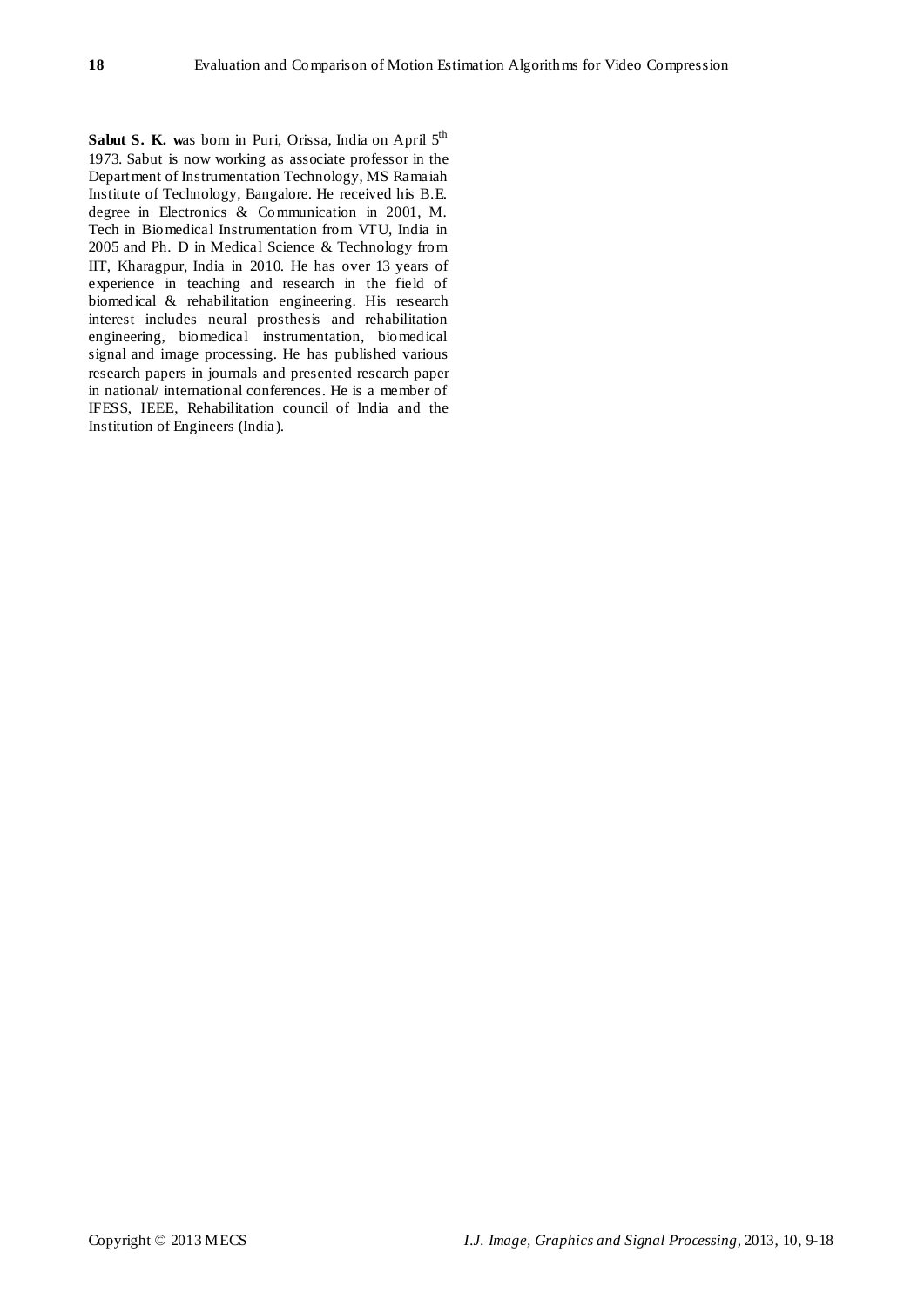**Sabut S. K.** was born in Puri, Orissa, India on April 5th 1973. Sabut is now working as associate professor in the Department of Instrumentation Technology, MS Ramaiah Institute of Technology, Bangalore. He received his B.E. degree in Electronics & Communication in 2001, M. Tech in Biomedical Instrumentation from VTU, India in 2005 and Ph. D in Medical Science & Technology from IIT, Kharagpur, India in 2010. He has over 13 years of experience in teaching and research in the field of biomedical & rehabilitation engineering. His research interest includes neural prosthesis and rehabilitation engineering, biomedical instrumentation, biomedical signal and image processing. He has published various research papers in journals and presented research paper in national/ international conferences. He is a member of IFESS, IEEE, Rehabilitation council of India and the Institution of Engineers (India).